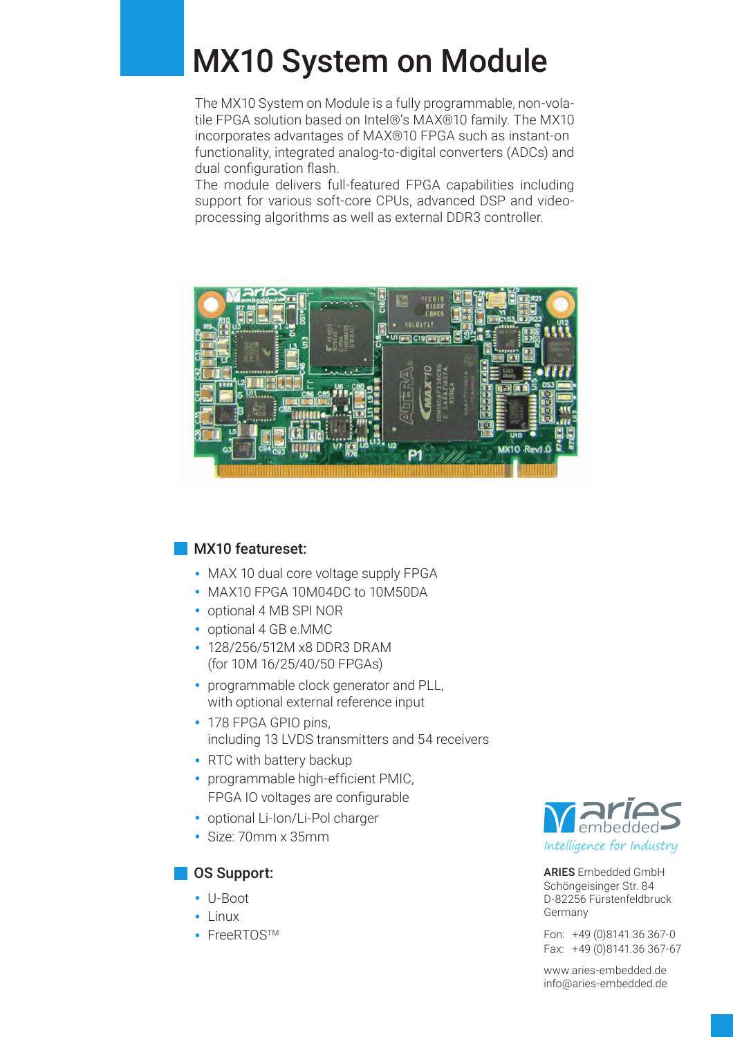# MX10 System on Module

The MX10 System on Module is a fully programmable, non-volatile FPGA solution based on Intel®'s MAX®10 family. The MX10 incorporates advantages of MAX®10 FPGA such as instant-on functionality, integrated analog-to-digital converters (ADCs) and dual configuration flash.
The module delivers full-featured FPGA capabilities including support for various soft-core CPUs, advanced DSP and video-processing algorithms as well as external DDR3 controller.

## MX10 featureset:

- MAX 10 dual core voltage supply FPGA
- MAX10 FPGA 10M04DC to 10M50DA
- optional 4 MB SPI NOR
- optional 4 GB e.MMC
- 128/256/512M x8 DDR3 DRAM (for 10M 16/25/40/50 FPGAs)
- programmable clock generator and PLL, with optional external reference input
- 178 FPGA GPIO pins, including 13 LVDS transmitters and 54 receivers
- RTC with battery backup
- programmable high-efficient PMIC, FPGA IO voltages are configurable
- optional Li-Ion/Li-Pol charger
- Size: 70mm x 35mm

## OS Support:

- U-Boot
- Linux
- FreeRTOS™

*Intelligence for Industry*

**ARIES** Embedded GmbH
Schöngeisinger Str. 84
D-82256 Fürstenfeldbruck
Germany

Fon: +49 (0)8141.36 367-0
Fax: +49 (0)8141.36 367-67

www.aries-embedded.de
info@aries-embedded.de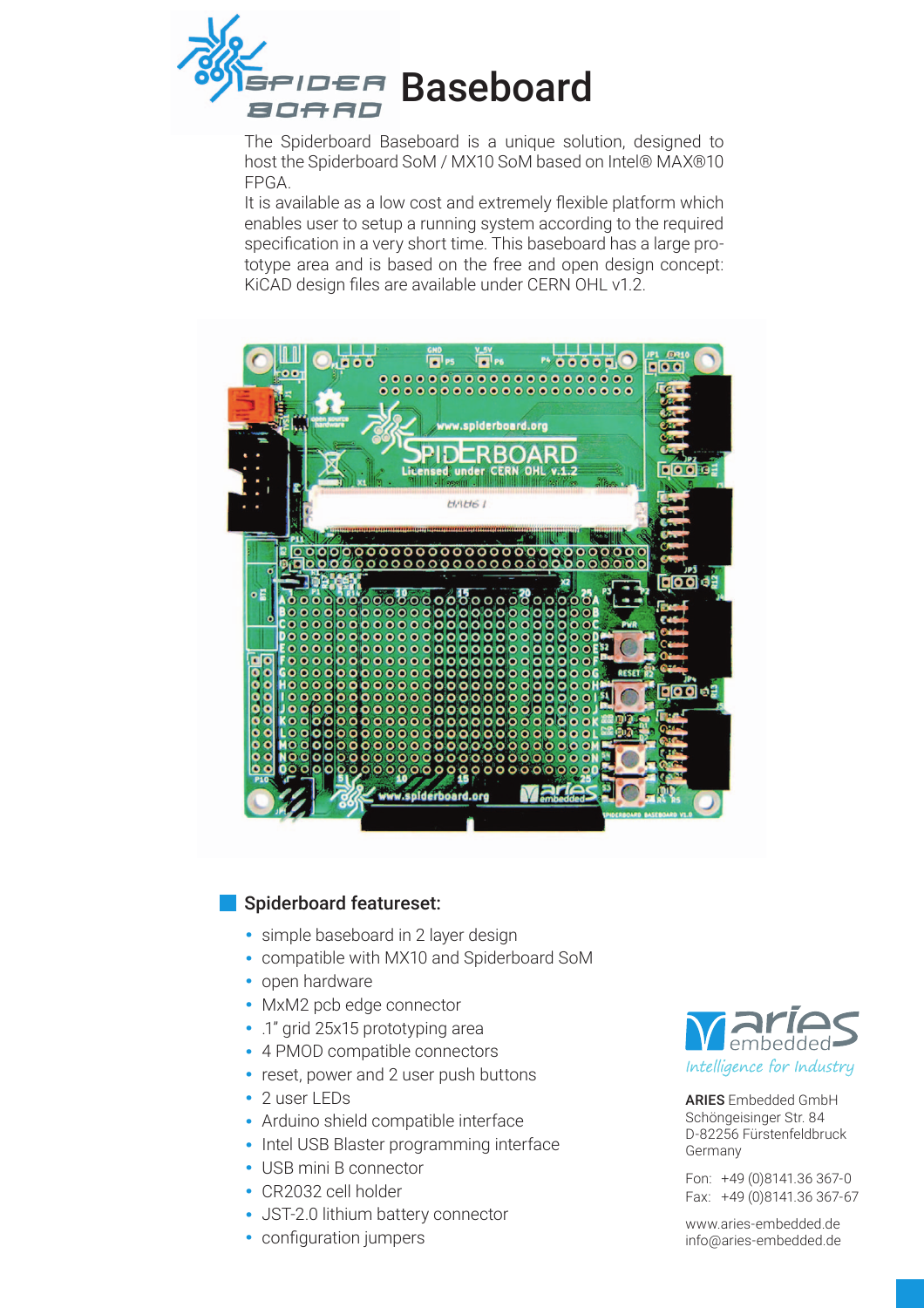# SPIDER BOARD Baseboard

The Spiderboard Baseboard is a unique solution, designed to host the Spiderboard SoM / MX10 SoM based on Intel® MAX®10 FPGA.

It is available as a low cost and extremely flexible platform which enables user to setup a running system according to the required specification in a very short time. This baseboard has a large prototype area and is based on the free and open design concept: KiCAD design files are available under CERN OHL v1.2.

## Spiderboard featureset:

- simple baseboard in 2 layer design
- compatible with MX10 and Spiderboard SoM
- open hardware
- MxM2 pcb edge connector
- .1" grid 25x15 prototyping area
- 4 PMOD compatible connectors
- reset, power and 2 user push buttons
- 2 user LEDs
- Arduino shield compatible interface
- Intel USB Blaster programming interface
- USB mini B connector
- CR2032 cell holder
- JST-2.0 lithium battery connector
- configuration jumpers

aries embedded
*Intelligence for Industry*

**ARIES** Embedded GmbH
Schöngeisinger Str. 84
D-82256 Fürstenfeldbruck
Germany

Fon: +49 (0)8141.36 367-0
Fax: +49 (0)8141.36 367-67

www.aries-embedded.de
info@aries-embedded.de